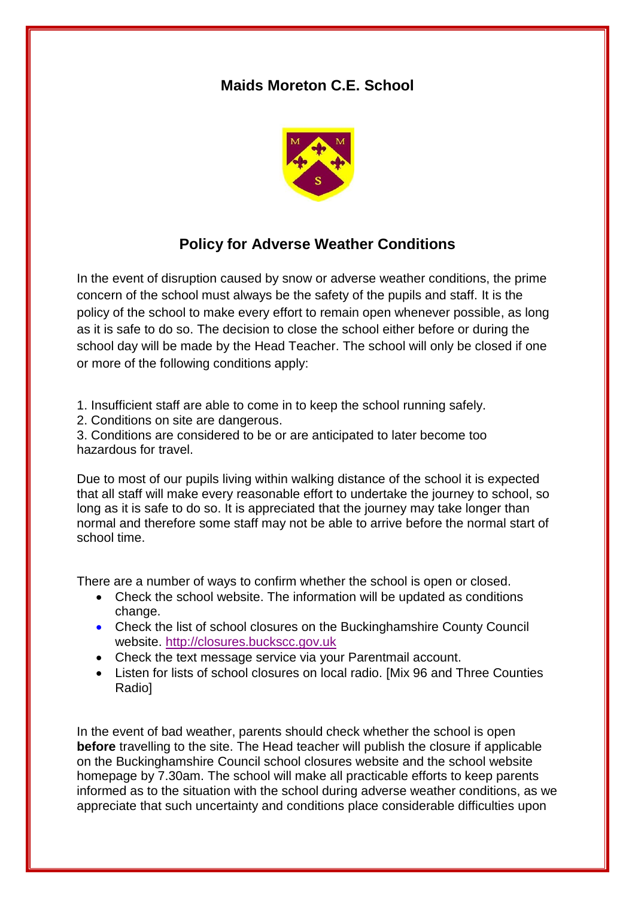# Maids Moreton C.E. School

## Policy for Adverse Weather Conditions

In the event of disruption caused by snow or adverse weather conditions, the prime concern of the school must always be the safety of the pupils and staff. It is the policy of the school to make every effort to remain open whenever possible, as long as it is safe to do so. The decision to close the school either before or during the school day will be made by the Head Teacher. The school will only be closed if one or more of the following conditions apply:

1. Insufficient staff are able to come in to keep the school running safely.
2. Conditions on site are dangerous.
3. Conditions are considered to be or are anticipated to later become too hazardous for travel.

Due to most of our pupils living within walking distance of the school it is expected that all staff will make every reasonable effort to undertake the journey to school, so long as it is safe to do so. It is appreciated that the journey may take longer than normal and therefore some staff may not be able to arrive before the normal start of school time.

There are a number of ways to confirm whether the school is open or closed.

- Check the school website. The information will be updated as conditions change.
- Check the list of school closures on the Buckinghamshire County Council website. http://closures.buckscc.gov.uk
- Check the text message service via your Parentmail account.
- Listen for lists of school closures on local radio. [Mix 96 and Three Counties Radio]

In the event of bad weather, parents should check whether the school is open **before** travelling to the site. The Head teacher will publish the closure if applicable on the Buckinghamshire Council school closures website and the school website homepage by 7.30am. The school will make all practicable efforts to keep parents informed as to the situation with the school during adverse weather conditions, as we appreciate that such uncertainty and conditions place considerable difficulties upon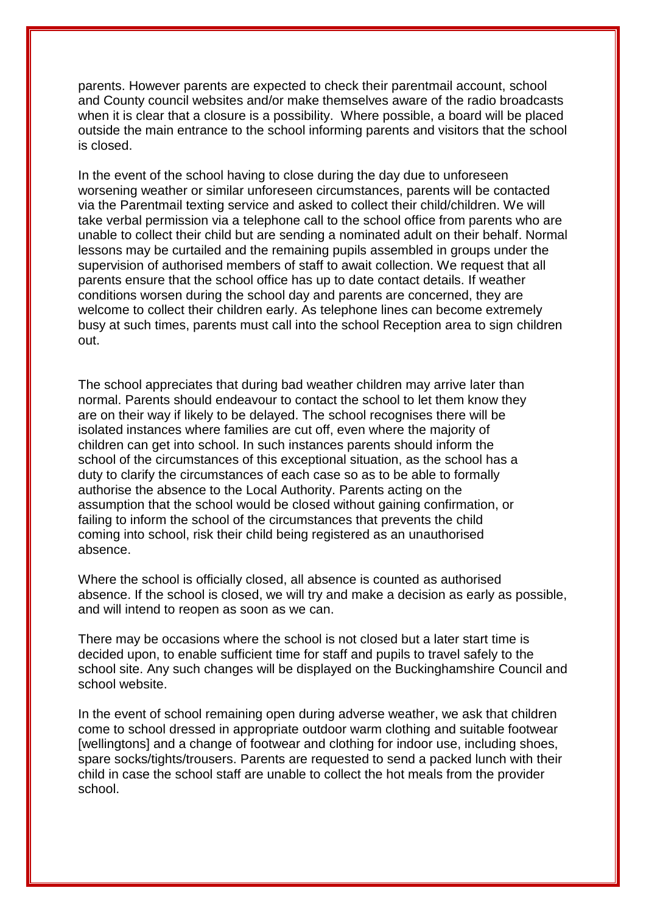parents. However parents are expected to check their parentmail account, school and County council websites and/or make themselves aware of the radio broadcasts when it is clear that a closure is a possibility. Where possible, a board will be placed outside the main entrance to the school informing parents and visitors that the school is closed.

In the event of the school having to close during the day due to unforeseen worsening weather or similar unforeseen circumstances, parents will be contacted via the Parentmail texting service and asked to collect their child/children. We will take verbal permission via a telephone call to the school office from parents who are unable to collect their child but are sending a nominated adult on their behalf. Normal lessons may be curtailed and the remaining pupils assembled in groups under the supervision of authorised members of staff to await collection. We request that all parents ensure that the school office has up to date contact details. If weather conditions worsen during the school day and parents are concerned, they are welcome to collect their children early. As telephone lines can become extremely busy at such times, parents must call into the school Reception area to sign children out.

The school appreciates that during bad weather children may arrive later than normal. Parents should endeavour to contact the school to let them know they are on their way if likely to be delayed. The school recognises there will be isolated instances where families are cut off, even where the majority of children can get into school. In such instances parents should inform the school of the circumstances of this exceptional situation, as the school has a duty to clarify the circumstances of each case so as to be able to formally authorise the absence to the Local Authority. Parents acting on the assumption that the school would be closed without gaining confirmation, or failing to inform the school of the circumstances that prevents the child coming into school, risk their child being registered as an unauthorised absence.

Where the school is officially closed, all absence is counted as authorised absence. If the school is closed, we will try and make a decision as early as possible, and will intend to reopen as soon as we can.

There may be occasions where the school is not closed but a later start time is decided upon, to enable sufficient time for staff and pupils to travel safely to the school site. Any such changes will be displayed on the Buckinghamshire Council and school website.

In the event of school remaining open during adverse weather, we ask that children come to school dressed in appropriate outdoor warm clothing and suitable footwear [wellingtons] and a change of footwear and clothing for indoor use, including shoes, spare socks/tights/trousers. Parents are requested to send a packed lunch with their child in case the school staff are unable to collect the hot meals from the provider school.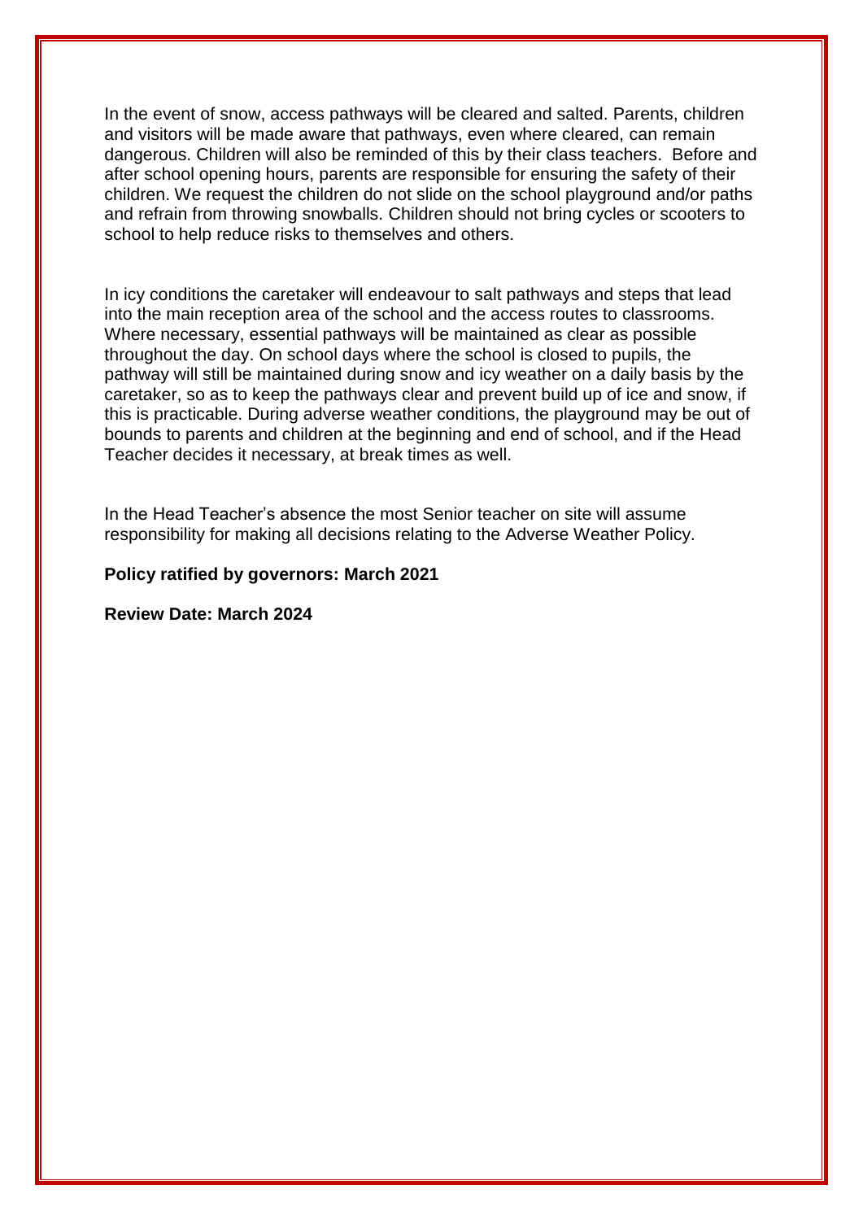In the event of snow, access pathways will be cleared and salted. Parents, children and visitors will be made aware that pathways, even where cleared, can remain dangerous. Children will also be reminded of this by their class teachers. Before and after school opening hours, parents are responsible for ensuring the safety of their children. We request the children do not slide on the school playground and/or paths and refrain from throwing snowballs. Children should not bring cycles or scooters to school to help reduce risks to themselves and others.

In icy conditions the caretaker will endeavour to salt pathways and steps that lead into the main reception area of the school and the access routes to classrooms. Where necessary, essential pathways will be maintained as clear as possible throughout the day. On school days where the school is closed to pupils, the pathway will still be maintained during snow and icy weather on a daily basis by the caretaker, so as to keep the pathways clear and prevent build up of ice and snow, if this is practicable. During adverse weather conditions, the playground may be out of bounds to parents and children at the beginning and end of school, and if the Head Teacher decides it necessary, at break times as well.

In the Head Teacher's absence the most Senior teacher on site will assume responsibility for making all decisions relating to the Adverse Weather Policy.

**Policy ratified by governors: March 2021**

**Review Date: March 2024**